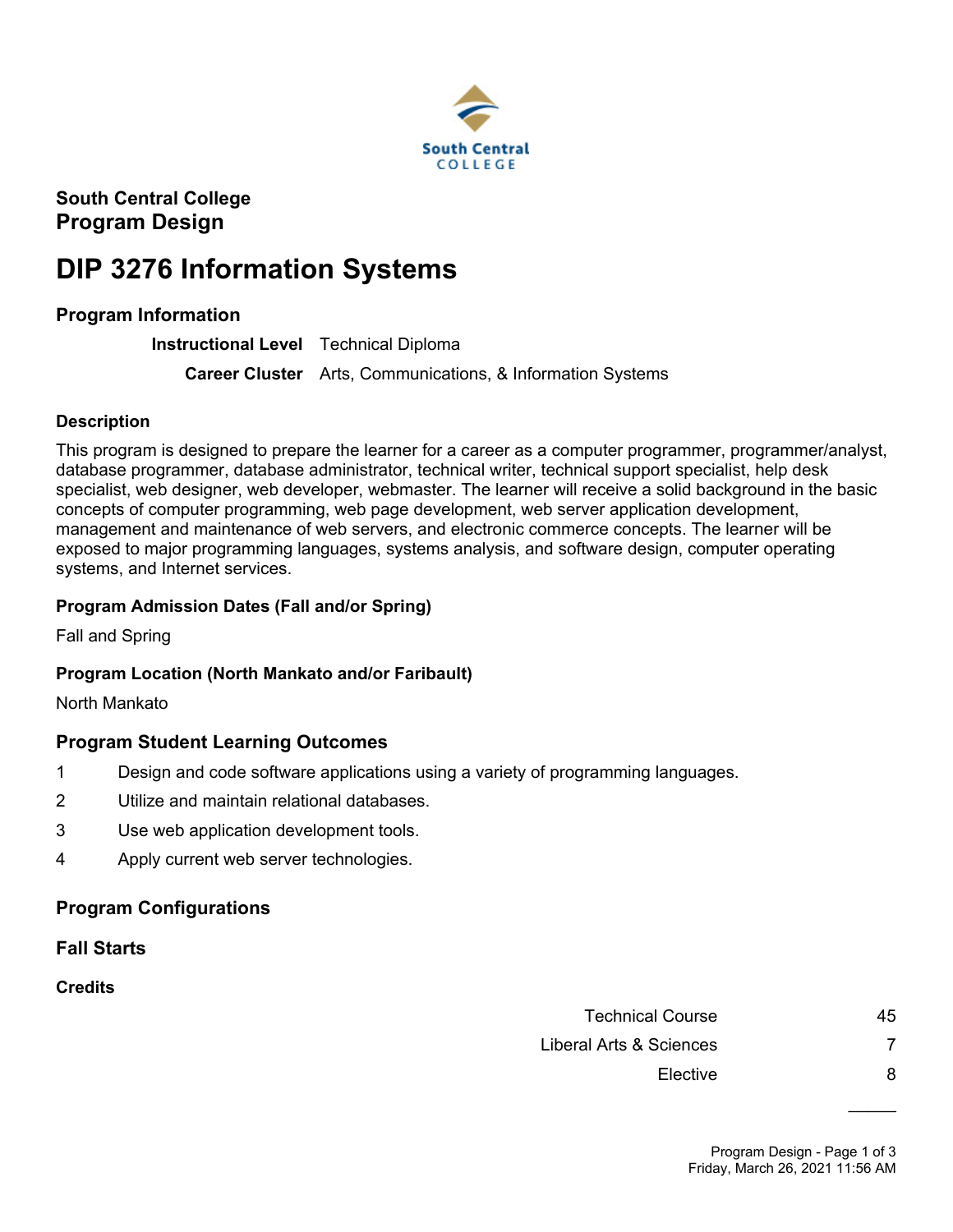**South Central College**
**Program Design**

# DIP 3276 Information Systems

## Program Information

| | |
|---|---|
| **Instructional Level** | Technical Diploma |
| **Career Cluster** | Arts, Communications, & Information Systems |

### Description

This program is designed to prepare the learner for a career as a computer programmer, programmer/analyst, database programmer, database administrator, technical writer, technical support specialist, help desk specialist, web designer, web developer, webmaster. The learner will receive a solid background in the basic concepts of computer programming, web page development, web server application development, management and maintenance of web servers, and electronic commerce concepts. The learner will be exposed to major programming languages, systems analysis, and software design, computer operating systems, and Internet services.

### Program Admission Dates (Fall and/or Spring)

Fall and Spring

### Program Location (North Mankato and/or Faribault)

North Mankato

## Program Student Learning Outcomes

1. Design and code software applications using a variety of programming languages.
2. Utilize and maintain relational databases.
3. Use web application development tools.
4. Apply current web server technologies.

## Program Configurations

## Fall Starts

### Credits

| | |
|---|---|
| Technical Course | 45 |
| Liberal Arts & Sciences | 7 |
| Elective | 8 |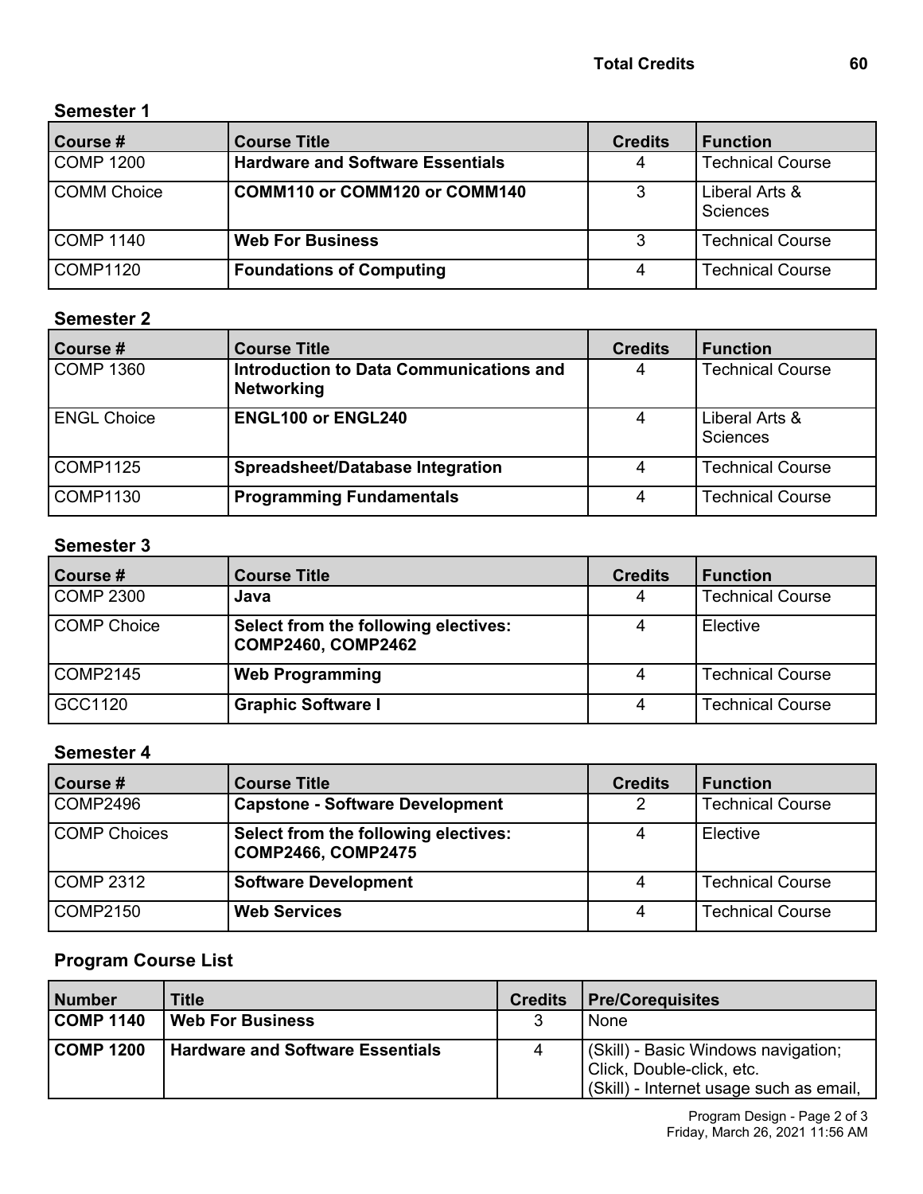**Total Credits 60**

### Semester 1

| Course # | Course Title | Credits | Function |
|---|---|---|---|
| COMP 1200 | **Hardware and Software Essentials** | 4 | Technical Course |
| COMM Choice | **COMM110 or COMM120 or COMM140** | 3 | Liberal Arts & Sciences |
| COMP 1140 | **Web For Business** | 3 | Technical Course |
| COMP1120 | **Foundations of Computing** | 4 | Technical Course |

### Semester 2

| Course # | Course Title | Credits | Function |
|---|---|---|---|
| COMP 1360 | **Introduction to Data Communications and Networking** | 4 | Technical Course |
| ENGL Choice | **ENGL100 or ENGL240** | 4 | Liberal Arts & Sciences |
| COMP1125 | **Spreadsheet/Database Integration** | 4 | Technical Course |
| COMP1130 | **Programming Fundamentals** | 4 | Technical Course |

### Semester 3

| Course # | Course Title | Credits | Function |
|---|---|---|---|
| COMP 2300 | **Java** | 4 | Technical Course |
| COMP Choice | **Select from the following electives: COMP2460, COMP2462** | 4 | Elective |
| COMP2145 | **Web Programming** | 4 | Technical Course |
| GCC1120 | **Graphic Software I** | 4 | Technical Course |

### Semester 4

| Course # | Course Title | Credits | Function |
|---|---|---|---|
| COMP2496 | **Capstone - Software Development** | 2 | Technical Course |
| COMP Choices | **Select from the following electives: COMP2466, COMP2475** | 4 | Elective |
| COMP 2312 | **Software Development** | 4 | Technical Course |
| COMP2150 | **Web Services** | 4 | Technical Course |

### Program Course List

| Number | Title | Credits | Pre/Corequisites |
|---|---|---|---|
| **COMP 1140** | **Web For Business** | 3 | None |
| **COMP 1200** | **Hardware and Software Essentials** | 4 | (Skill) - Basic Windows navigation; Click, Double-click, etc. (Skill) - Internet usage such as email, |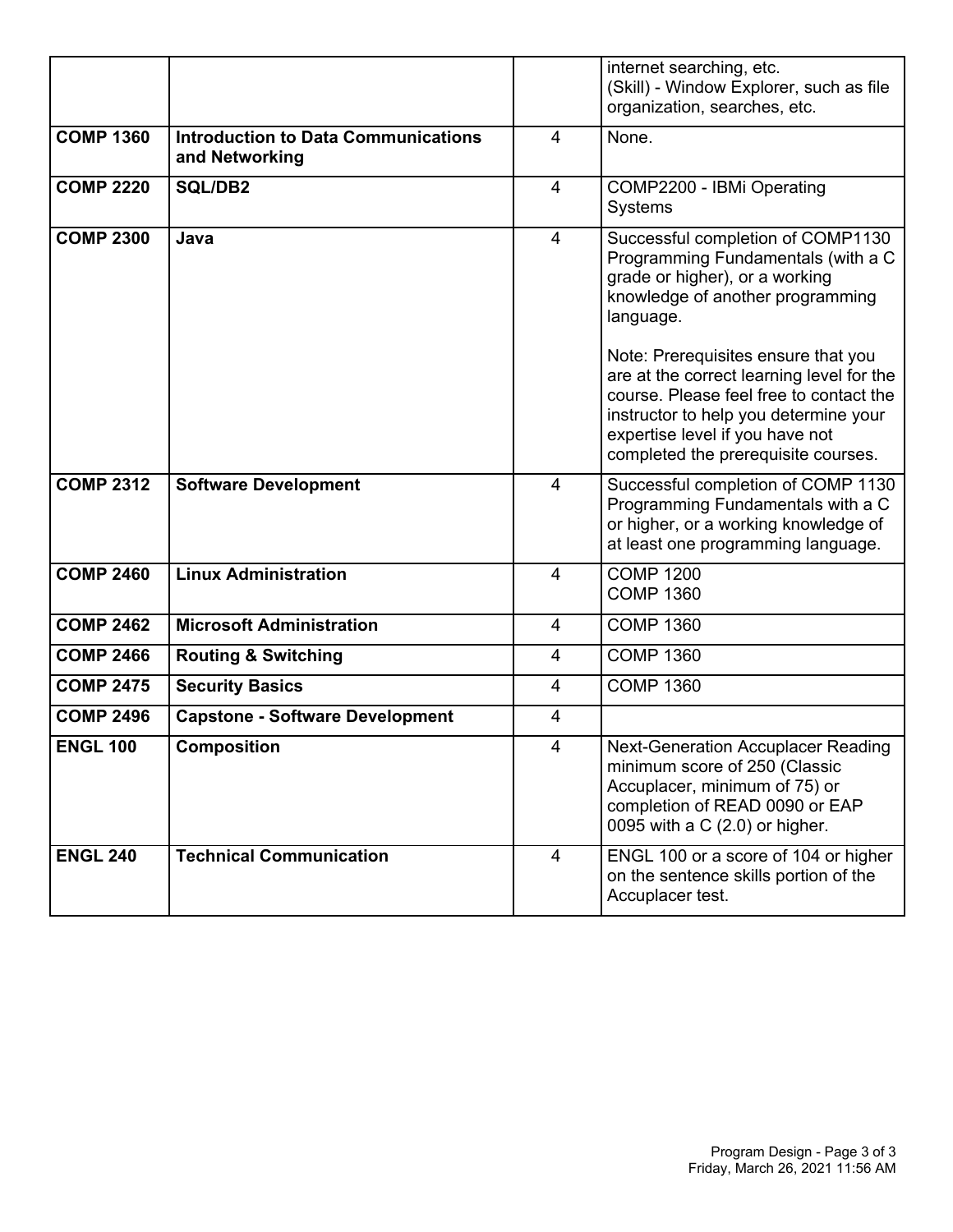| | | | |
|---|---|---|---|
| | | | internet searching, etc.<br>(Skill) - Window Explorer, such as file organization, searches, etc. |
| **COMP 1360** | **Introduction to Data Communications and Networking** | 4 | None. |
| **COMP 2220** | **SQL/DB2** | 4 | COMP2200 - IBMi Operating Systems |
| **COMP 2300** | **Java** | 4 | Successful completion of COMP1130 Programming Fundamentals (with a C grade or higher), or a working knowledge of another programming language.<br><br>Note: Prerequisites ensure that you are at the correct learning level for the course. Please feel free to contact the instructor to help you determine your expertise level if you have not completed the prerequisite courses. |
| **COMP 2312** | **Software Development** | 4 | Successful completion of COMP 1130 Programming Fundamentals with a C or higher, or a working knowledge of at least one programming language. |
| **COMP 2460** | **Linux Administration** | 4 | COMP 1200<br>COMP 1360 |
| **COMP 2462** | **Microsoft Administration** | 4 | COMP 1360 |
| **COMP 2466** | **Routing & Switching** | 4 | COMP 1360 |
| **COMP 2475** | **Security Basics** | 4 | COMP 1360 |
| **COMP 2496** | **Capstone - Software Development** | 4 | |
| **ENGL 100** | **Composition** | 4 | Next-Generation Accuplacer Reading minimum score of 250 (Classic Accuplacer, minimum of 75) or completion of READ 0090 or EAP 0095 with a C (2.0) or higher. |
| **ENGL 240** | **Technical Communication** | 4 | ENGL 100 or a score of 104 or higher on the sentence skills portion of the Accuplacer test. |